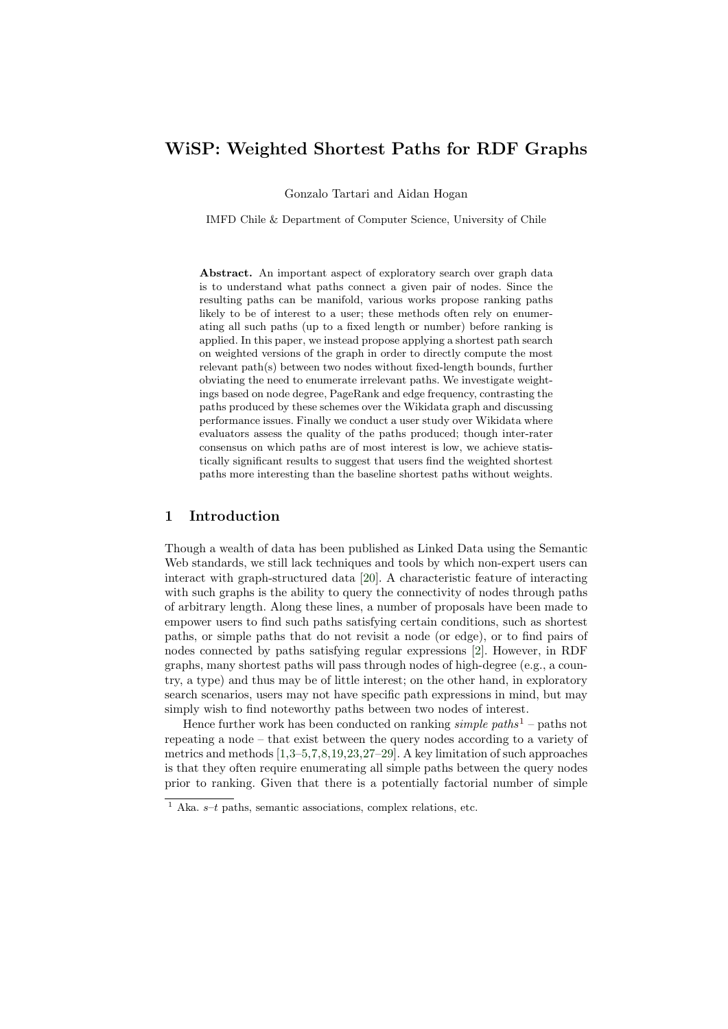# WiSP: Weighted Shortest Paths for RDF Graphs

Gonzalo Tartari and Aidan Hogan

IMFD Chile & Department of Computer Science, University of Chile

**Abstract.** An important aspect of exploratory search over graph data is to understand what paths connect a given pair of nodes. Since the resulting paths can be manifold, various works propose ranking paths likely to be of interest to a user; these methods often rely on enumerating all such paths (up to a fixed length or number) before ranking is applied. In this paper, we instead propose applying a shortest path search on weighted versions of the graph in order to directly compute the most relevant path(s) between two nodes without fixed-length bounds, further obviating the need to enumerate irrelevant paths. We investigate weightings based on node degree, PageRank and edge frequency, contrasting the paths produced by these schemes over the Wikidata graph and discussing performance issues. Finally we conduct a user study over Wikidata where evaluators assess the quality of the paths produced; though inter-rater consensus on which paths are of most interest is low, we achieve statistically significant results to suggest that users find the weighted shortest paths more interesting than the baseline shortest paths without weights.

## 1 Introduction

Though a wealth of data has been published as Linked Data using the Semantic Web standards, we still lack techniques and tools by which non-expert users can interact with graph-structured data [20]. A characteristic feature of interacting with such graphs is the ability to query the connectivity of nodes through paths of arbitrary length. Along these lines, a number of proposals have been made to empower users to find such paths satisfying certain conditions, such as shortest paths, or simple paths that do not revisit a node (or edge), or to find pairs of nodes connected by paths satisfying regular expressions [2]. However, in RDF graphs, many shortest paths will pass through nodes of high-degree (e.g., a country, a type) and thus may be of little interest; on the other hand, in exploratory search scenarios, users may not have specific path expressions in mind, but may simply wish to find noteworthy paths between two nodes of interest.

Hence further work has been conducted on ranking *simple paths*[1] – paths not repeating a node – that exist between the query nodes according to a variety of metrics and methods [1,3–5,7,8,19,23,27–29]. A key limitation of such approaches is that they often require enumerating all simple paths between the query nodes prior to ranking. Given that there is a potentially factorial number of simple

[1] Aka. $s$–$t$ paths, semantic associations, complex relations, etc.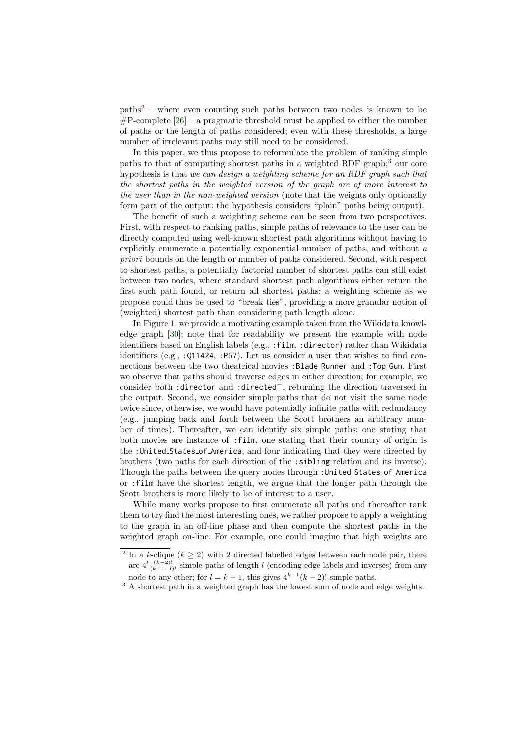paths[2] – where even counting such paths between two nodes is known to be #P-complete [26] – a pragmatic threshold must be applied to either the number of paths or the length of paths considered; even with these thresholds, a large number of irrelevant paths may still need to be considered.

In this paper, we thus propose to reformulate the problem of ranking simple paths to that of computing shortest paths in a weighted RDF graph;[3] our core hypothesis is that *we can design a weighting scheme for an RDF graph such that the shortest paths in the weighted version of the graph are of more interest to the user than in the non-weighted version* (note that the weights only optionally form part of the output: the hypothesis considers "plain" paths being output).

The benefit of such a weighting scheme can be seen from two perspectives. First, with respect to ranking paths, simple paths of relevance to the user can be directly computed using well-known shortest path algorithms without having to explicitly enumerate a potentially exponential number of paths, and without *a priori* bounds on the length or number of paths considered. Second, with respect to shortest paths, a potentially factorial number of shortest paths can still exist between two nodes, where standard shortest path algorithms either return the first such path found, or return all shortest paths; a weighting scheme as we propose could thus be used to "break ties", providing a more granular notion of (weighted) shortest path than considering path length alone.

In Figure 1, we provide a motivating example taken from the Wikidata knowledge graph [30]; note that for readability we present the example with node identifiers based on English labels (e.g., `:film`, `:director`) rather than Wikidata identifiers (e.g., `:Q11424`, `:P57`). Let us consider a user that wishes to find connections between the two theatrical movies `:Blade_Runner` and `:Top_Gun`. First we observe that paths should traverse edges in either direction; for example, we consider both `:director` and `:directed`$^{-}$, returning the direction traversed in the output. Second, we consider simple paths that do not visit the same node twice since, otherwise, we would have potentially infinite paths with redundancy (e.g., jumping back and forth between the Scott brothers an arbitrary number of times). Thereafter, we can identify six simple paths: one stating that both movies are instance of `:film`, one stating that their country of origin is the `:United_States_of_America`, and four indicating that they were directed by brothers (two paths for each direction of the `:sibling` relation and its inverse). Though the paths between the query nodes through `:United_States_of_America` or `:film` have the shortest length, we argue that the longer path through the Scott brothers is more likely to be of interest to a user.

While many works propose to first enumerate all paths and thereafter rank them to try find the most interesting ones, we rather propose to apply a weighting to the graph in an off-line phase and then compute the shortest paths in the weighted graph on-line. For example, one could imagine that high weights are

---

[2] In a $k$-clique ($k \geq 2$) with 2 directed labelled edges between each node pair, there are $4^l \frac{(k-2)!}{(k-1-l)!}$ simple paths of length $l$ (encoding edge labels and inverses) from any node to any other; for $l = k-1$, this gives $4^{k-1}(k-2)!$ simple paths.

[3] A shortest path in a weighted graph has the lowest sum of node and edge weights.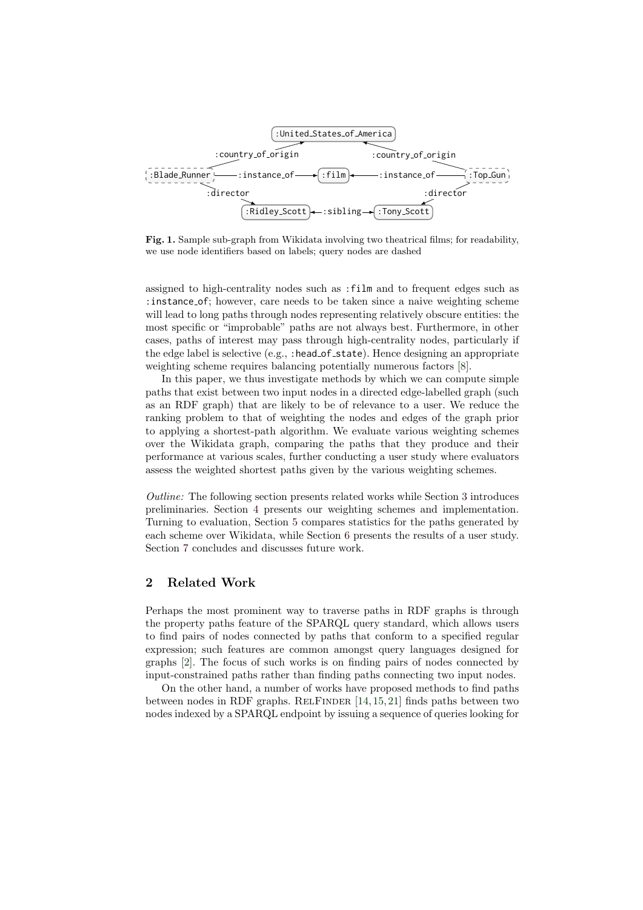**Fig. 1.** Sample sub-graph from Wikidata involving two theatrical films; for readability, we use node identifiers based on labels; query nodes are dashed

assigned to high-centrality nodes such as :film and to frequent edges such as :instance_of; however, care needs to be taken since a naive weighting scheme will lead to long paths through nodes representing relatively obscure entities: the most specific or "improbable" paths are not always best. Furthermore, in other cases, paths of interest may pass through high-centrality nodes, particularly if the edge label is selective (e.g., :head_of_state). Hence designing an appropriate weighting scheme requires balancing potentially numerous factors [8].

In this paper, we thus investigate methods by which we can compute simple paths that exist between two input nodes in a directed edge-labelled graph (such as an RDF graph) that are likely to be of relevance to a user. We reduce the ranking problem to that of weighting the nodes and edges of the graph prior to applying a shortest-path algorithm. We evaluate various weighting schemes over the Wikidata graph, comparing the paths that they produce and their performance at various scales, further conducting a user study where evaluators assess the weighted shortest paths given by the various weighting schemes.

*Outline:* The following section presents related works while Section 3 introduces preliminaries. Section 4 presents our weighting schemes and implementation. Turning to evaluation, Section 5 compares statistics for the paths generated by each scheme over Wikidata, while Section 6 presents the results of a user study. Section 7 concludes and discusses future work.

## 2 Related Work

Perhaps the most prominent way to traverse paths in RDF graphs is through the property paths feature of the SPARQL query standard, which allows users to find pairs of nodes connected by paths that conform to a specified regular expression; such features are common amongst query languages designed for graphs [2]. The focus of such works is on finding pairs of nodes connected by input-constrained paths rather than finding paths connecting two input nodes.

On the other hand, a number of works have proposed methods to find paths between nodes in RDF graphs. RelFinder [14,15,21] finds paths between two nodes indexed by a SPARQL endpoint by issuing a sequence of queries looking for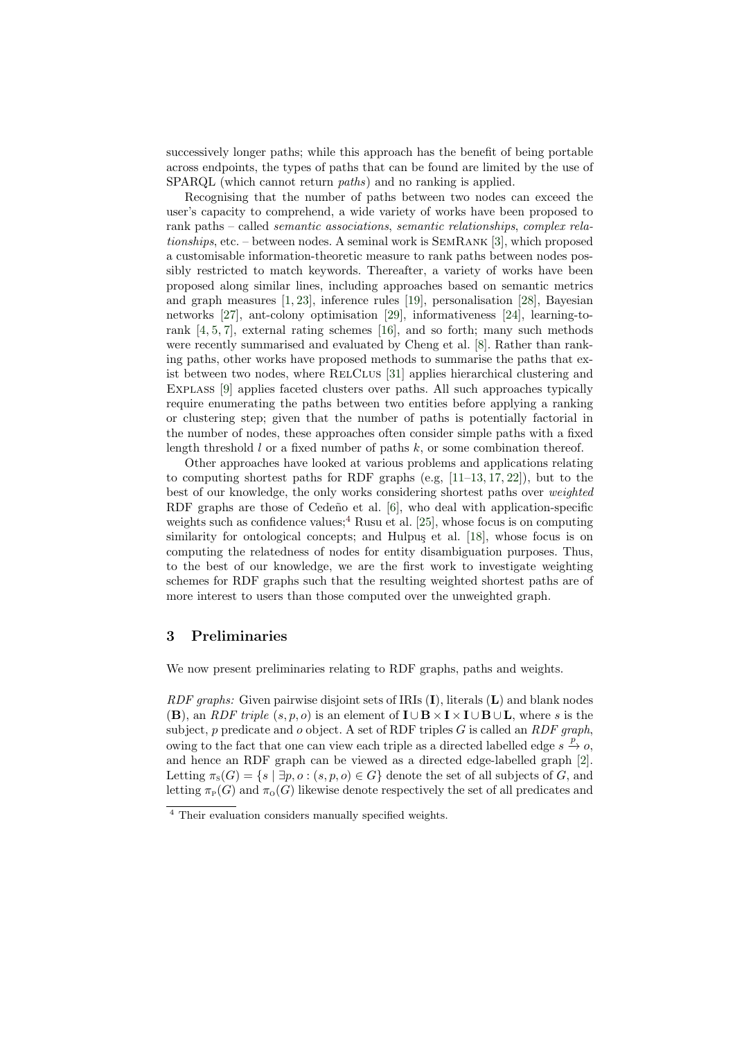successively longer paths; while this approach has the benefit of being portable across endpoints, the types of paths that can be found are limited by the use of SPARQL (which cannot return *paths*) and no ranking is applied.

Recognising that the number of paths between two nodes can exceed the user's capacity to comprehend, a wide variety of works have been proposed to rank paths – called *semantic associations*, *semantic relationships*, *complex relationships*, etc. – between nodes. A seminal work is SemRank [3], which proposed a customisable information-theoretic measure to rank paths between nodes possibly restricted to match keywords. Thereafter, a variety of works have been proposed along similar lines, including approaches based on semantic metrics and graph measures [1, 23], inference rules [19], personalisation [28], Bayesian networks [27], ant-colony optimisation [29], informativeness [24], learning-to-rank [4, 5, 7], external rating schemes [16], and so forth; many such methods were recently summarised and evaluated by Cheng et al. [8]. Rather than ranking paths, other works have proposed methods to summarise the paths that exist between two nodes, where RelClus [31] applies hierarchical clustering and Explass [9] applies faceted clusters over paths. All such approaches typically require enumerating the paths between two entities before applying a ranking or clustering step; given that the number of paths is potentially factorial in the number of nodes, these approaches often consider simple paths with a fixed length threshold $l$ or a fixed number of paths $k$, or some combination thereof.

Other approaches have looked at various problems and applications relating to computing shortest paths for RDF graphs (e.g, [11–13, 17, 22]), but to the best of our knowledge, the only works considering shortest paths over *weighted* RDF graphs are those of Cedeño et al. [6], who deal with application-specific weights such as confidence values;[4] Rusu et al. [25], whose focus is on computing similarity for ontological concepts; and Hulpuş et al. [18], whose focus is on computing the relatedness of nodes for entity disambiguation purposes. Thus, to the best of our knowledge, we are the first work to investigate weighting schemes for RDF graphs such that the resulting weighted shortest paths are of more interest to users than those computed over the unweighted graph.

## 3 Preliminaries

We now present preliminaries relating to RDF graphs, paths and weights.

*RDF graphs:* Given pairwise disjoint sets of IRIs ($\mathbf{I}$), literals ($\mathbf{L}$) and blank nodes ($\mathbf{B}$), an *RDF triple* $(s, p, o)$ is an element of $\mathbf{I} \cup \mathbf{B} \times \mathbf{I} \times \mathbf{I} \cup \mathbf{B} \cup \mathbf{L}$, where $s$ is the subject, $p$ predicate and $o$ object. A set of RDF triples $G$ is called an *RDF graph*, owing to the fact that one can view each triple as a directed labelled edge $s \xrightarrow{p} o$, and hence an RDF graph can be viewed as a directed edge-labelled graph [2]. Letting $\pi_{\text{S}}(G) = \{s \mid \exists p, o : (s, p, o) \in G\}$ denote the set of all subjects of $G$, and letting $\pi_{\text{P}}(G)$ and $\pi_{\text{O}}(G)$ likewise denote respectively the set of all predicates and

[4] Their evaluation considers manually specified weights.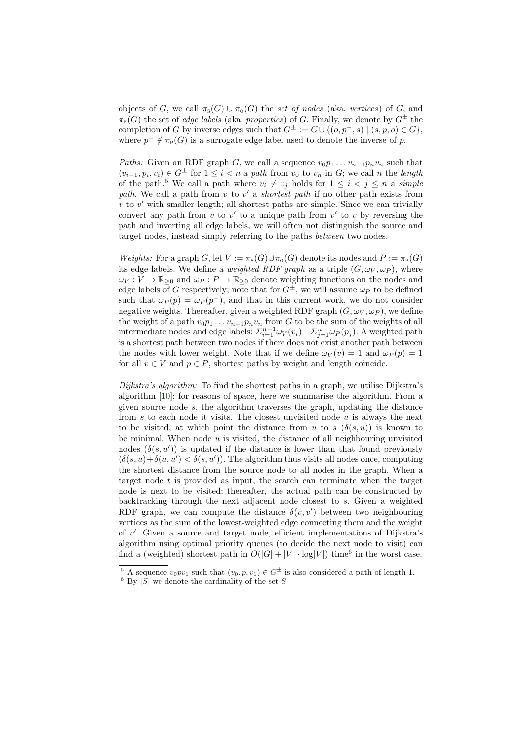objects of $G$, we call $\pi_S(G) \cup \pi_O(G)$ the *set of nodes* (aka. *vertices*) of $G$, and $\pi_P(G)$ the set of *edge labels* (aka. *properties*) of $G$. Finally, we denote by $G^{\pm}$ the completion of $G$ by inverse edges such that $G^{\pm} := G \cup \{(o, p^-, s) \mid (s, p, o) \in G\}$, where $p^- \notin \pi_P(G)$ is a surrogate edge label used to denote the inverse of $p$.

*Paths:* Given an RDF graph $G$, we call a sequence $v_0 p_1 \ldots v_{n-1} p_n v_n$ such that $(v_{i-1}, p_i, v_i) \in G^{\pm}$ for $1 \leq i < n$ a *path* from $v_0$ to $v_n$ in $G$; we call $n$ the *length* of the path.[5] We call a path where $v_i \neq v_j$ holds for $1 \leq i < j \leq n$ a *simple path*. We call a path from $v$ to $v'$ a *shortest path* if no other path exists from $v$ to $v'$ with smaller length; all shortest paths are simple. Since we can trivially convert any path from $v$ to $v'$ to a unique path from $v'$ to $v$ by reversing the path and inverting all edge labels, we will often not distinguish the source and target nodes, instead simply referring to the paths *between* two nodes.

*Weights:* For a graph $G$, let $V := \pi_S(G) \cup \pi_O(G)$ denote its nodes and $P := \pi_P(G)$ its edge labels. We define a *weighted RDF graph* as a triple $(G, \omega_V, \omega_P)$, where $\omega_V : V \to \mathbb{R}_{\geq 0}$ and $\omega_P : P \to \mathbb{R}_{\geq 0}$ denote weighting functions on the nodes and edge labels of $G$ respectively; note that for $G^{\pm}$, we will assume $\omega_P$ to be defined such that $\omega_P(p) = \omega_P(p^-)$, and that in this current work, we do not consider negative weights. Thereafter, given a weighted RDF graph $(G, \omega_V, \omega_P)$, we define the weight of a path $v_0 p_1 \ldots v_{n-1} p_n v_n$ from $G$ to be the sum of the weights of all intermediate nodes and edge labels: $\Sigma_{i=1}^{n-1} \omega_V(v_i) + \Sigma_{j=1}^{n} \omega_P(p_j)$. A weighted path is a shortest path between two nodes if there does not exist another path between the nodes with lower weight. Note that if we define $\omega_V(v) = 1$ and $\omega_P(p) = 1$ for all $v \in V$ and $p \in P$, shortest paths by weight and length coincide.

*Dijkstra's algorithm:* To find the shortest paths in a graph, we utilise Dijkstra's algorithm [10]; for reasons of space, here we summarise the algorithm. From a given source node $s$, the algorithm traverses the graph, updating the distance from $s$ to each node it visits. The closest unvisited node $u$ is always the next to be visited, at which point the distance from $u$ to $s$ ($\delta(s, u)$) is known to be minimal. When node $u$ is visited, the distance of all neighbouring unvisited nodes ($\delta(s, u')$) is updated if the distance is lower than that found previously ($\delta(s, u) + \delta(u, u') < \delta(s, u')$). The algorithm thus visits all nodes once, computing the shortest distance from the source node to all nodes in the graph. When a target node $t$ is provided as input, the search can terminate when the target node is next to be visited; thereafter, the actual path can be constructed by backtracking through the next adjacent node closest to $s$. Given a weighted RDF graph, we can compute the distance $\delta(v, v')$ between two neighbouring vertices as the sum of the lowest-weighted edge connecting them and the weight of $v'$. Given a source and target node, efficient implementations of Dijkstra's algorithm using optimal priority queues (to decide the next node to visit) can find a (weighted) shortest path in $O(|G| + |V| \cdot \log|V|)$ time[6] in the worst case.

[5] A sequence $v_0 p v_1$ such that $(v_0, p, v_1) \in G^{\pm}$ is also considered a path of length 1.

[6] By $|S|$ we denote the cardinality of the set $S$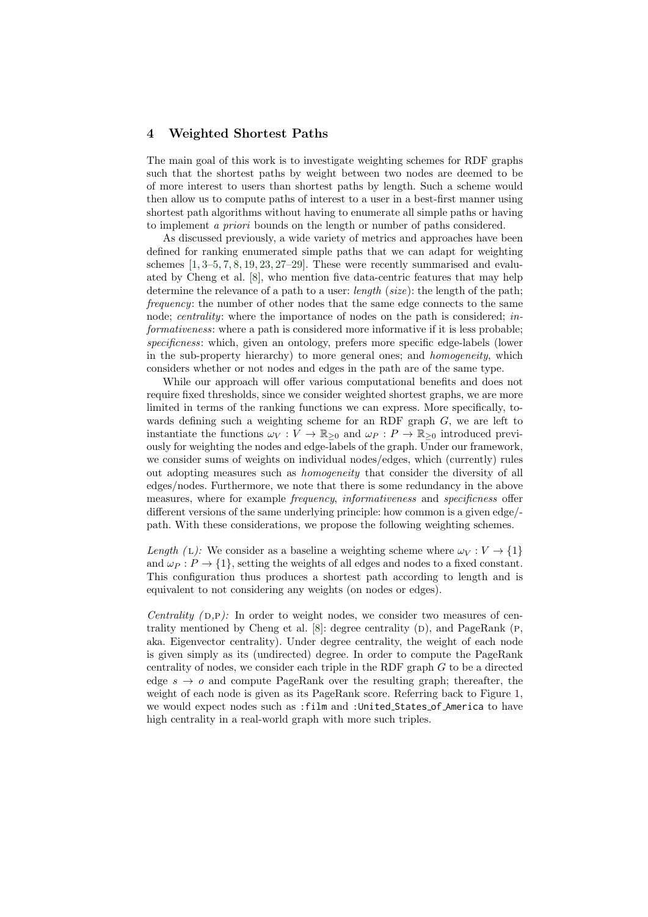## 4 Weighted Shortest Paths

The main goal of this work is to investigate weighting schemes for RDF graphs such that the shortest paths by weight between two nodes are deemed to be of more interest to users than shortest paths by length. Such a scheme would then allow us to compute paths of interest to a user in a best-first manner using shortest path algorithms without having to enumerate all simple paths or having to implement *a priori* bounds on the length or number of paths considered.

As discussed previously, a wide variety of metrics and approaches have been defined for ranking enumerated simple paths that we can adapt for weighting schemes [1, 3–5, 7, 8, 19, 23, 27–29]. These were recently summarised and evaluated by Cheng et al. [8], who mention five data-centric features that may help determine the relevance of a path to a user: *length* (*size*): the length of the path; *frequency*: the number of other nodes that the same edge connects to the same node; *centrality*: where the importance of nodes on the path is considered; *informativeness*: where a path is considered more informative if it is less probable; *specificness*: which, given an ontology, prefers more specific edge-labels (lower in the sub-property hierarchy) to more general ones; and *homogeneity*, which considers whether or not nodes and edges in the path are of the same type.

While our approach will offer various computational benefits and does not require fixed thresholds, since we consider weighted shortest graphs, we are more limited in terms of the ranking functions we can express. More specifically, towards defining such a weighting scheme for an RDF graph $G$, we are left to instantiate the functions $\omega_V : V \to \mathbb{R}_{\geq 0}$ and $\omega_P : P \to \mathbb{R}_{\geq 0}$ introduced previously for weighting the nodes and edge-labels of the graph. Under our framework, we consider sums of weights on individual nodes/edges, which (currently) rules out adopting measures such as *homogeneity* that consider the diversity of all edges/nodes. Furthermore, we note that there is some redundancy in the above measures, where for example *frequency*, *informativeness* and *specificness* offer different versions of the same underlying principle: how common is a given edge/-path. With these considerations, we propose the following weighting schemes.

*Length (L):* We consider as a baseline a weighting scheme where $\omega_V : V \to \{1\}$ and $\omega_P : P \to \{1\}$, setting the weights of all edges and nodes to a fixed constant. This configuration thus produces a shortest path according to length and is equivalent to not considering any weights (on nodes or edges).

*Centrality (D,P):* In order to weight nodes, we consider two measures of centrality mentioned by Cheng et al. [8]: degree centrality (D), and PageRank (P, aka. Eigenvector centrality). Under degree centrality, the weight of each node is given simply as its (undirected) degree. In order to compute the PageRank centrality of nodes, we consider each triple in the RDF graph $G$ to be a directed edge $s \to o$ and compute PageRank over the resulting graph; thereafter, the weight of each node is given as its PageRank score. Referring back to Figure 1, we would expect nodes such as `:film` and `:United_States_of_America` to have high centrality in a real-world graph with more such triples.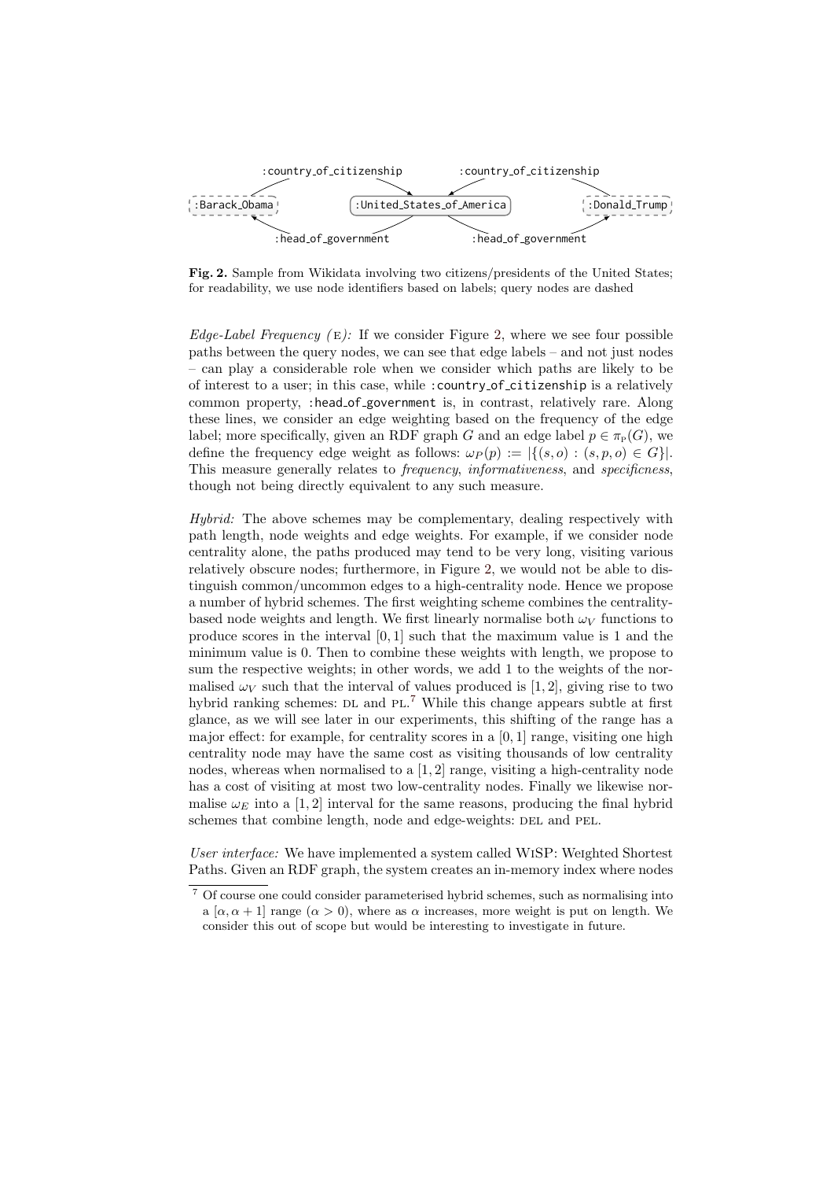Fig. 2. Sample from Wikidata involving two citizens/presidents of the United States; for readability, we use node identifiers based on labels; query nodes are dashed

*Edge-Label Frequency (E):* If we consider Figure 2, where we see four possible paths between the query nodes, we can see that edge labels – and not just nodes – can play a considerable role when we consider which paths are likely to be of interest to a user; in this case, while :country_of_citizenship is a relatively common property, :head_of_government is, in contrast, relatively rare. Along these lines, we consider an edge weighting based on the frequency of the edge label; more specifically, given an RDF graph $G$ and an edge label $p \in \pi_P(G)$, we define the frequency edge weight as follows: $\omega_P(p) := |\{(s,o) : (s,p,o) \in G\}|$. This measure generally relates to *frequency*, *informativeness*, and *specificness*, though not being directly equivalent to any such measure.

*Hybrid:* The above schemes may be complementary, dealing respectively with path length, node weights and edge weights. For example, if we consider node centrality alone, the paths produced may tend to be very long, visiting various relatively obscure nodes; furthermore, in Figure 2, we would not be able to distinguish common/uncommon edges to a high-centrality node. Hence we propose a number of hybrid schemes. The first weighting scheme combines the centrality-based node weights and length. We first linearly normalise both $\omega_V$ functions to produce scores in the interval $[0, 1]$ such that the maximum value is 1 and the minimum value is 0. Then to combine these weights with length, we propose to sum the respective weights; in other words, we add 1 to the weights of the normalised $\omega_V$ such that the interval of values produced is $[1, 2]$, giving rise to two hybrid ranking schemes: DL and PL.[7] While this change appears subtle at first glance, as we will see later in our experiments, this shifting of the range has a major effect: for example, for centrality scores in a $[0, 1]$ range, visiting one high centrality node may have the same cost as visiting thousands of low centrality nodes, whereas when normalised to a $[1, 2]$ range, visiting a high-centrality node has a cost of visiting at most two low-centrality nodes. Finally we likewise normalise $\omega_E$ into a $[1, 2]$ interval for the same reasons, producing the final hybrid schemes that combine length, node and edge-weights: DEL and PEL.

*User interface:* We have implemented a system called WiSP: Weighted Shortest Paths. Given an RDF graph, the system creates an in-memory index where nodes

[7] Of course one could consider parameterised hybrid schemes, such as normalising into a $[\alpha, \alpha+1]$ range ($\alpha > 0$), where as $\alpha$ increases, more weight is put on length. We consider this out of scope but would be interesting to investigate in future.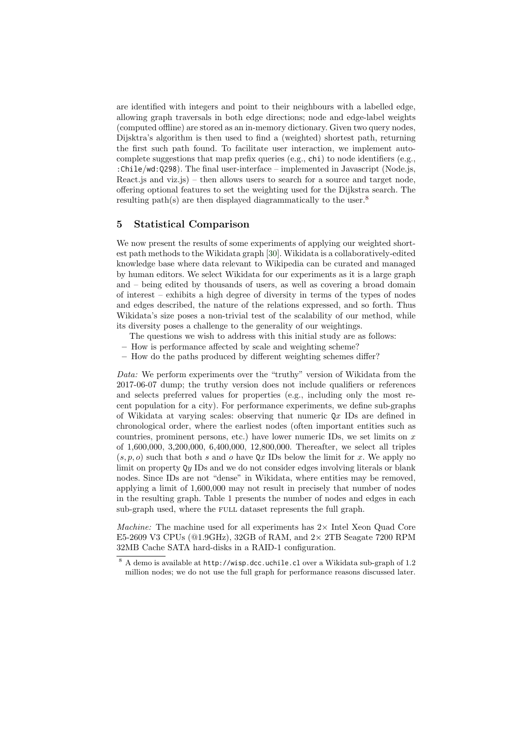are identified with integers and point to their neighbours with a labelled edge, allowing graph traversals in both edge directions; node and edge-label weights (computed offline) are stored as an in-memory dictionary. Given two query nodes, Dijsktra's algorithm is then used to find a (weighted) shortest path, returning the first such path found. To facilitate user interaction, we implement autocomplete suggestions that map prefix queries (e.g., `chi`) to node identifiers (e.g., `:Chile/wd:Q298`). The final user-interface – implemented in Javascript (Node.js, React.js and viz.js) – then allows users to search for a source and target node, offering optional features to set the weighting used for the Dijkstra search. The resulting path(s) are then displayed diagrammatically to the user.[8]

## 5 Statistical Comparison

We now present the results of some experiments of applying our weighted shortest path methods to the Wikidata graph [30]. Wikidata is a collaboratively-edited knowledge base where data relevant to Wikipedia can be curated and managed by human editors. We select Wikidata for our experiments as it is a large graph and – being edited by thousands of users, as well as covering a broad domain of interest – exhibits a high degree of diversity in terms of the types of nodes and edges described, the nature of the relations expressed, and so forth. Thus Wikidata's size poses a non-trivial test of the scalability of our method, while its diversity poses a challenge to the generality of our weightings.

The questions we wish to address with this initial study are as follows:

- How is performance affected by scale and weighting scheme?
- How do the paths produced by different weighting schemes differ?

*Data:* We perform experiments over the "truthy" version of Wikidata from the 2017-06-07 dump; the truthy version does not include qualifiers or references and selects preferred values for properties (e.g., including only the most recent population for a city). For performance experiments, we define sub-graphs of Wikidata at varying scales: observing that numeric Q$x$ IDs are defined in chronological order, where the earliest nodes (often important entities such as countries, prominent persons, etc.) have lower numeric IDs, we set limits on $x$ of 1,600,000, 3,200,000, 6,400,000, 12,800,000. Thereafter, we select all triples $(s, p, o)$ such that both $s$ and $o$ have Q$x$ IDs below the limit for $x$. We apply no limit on property Q$y$ IDs and we do not consider edges involving literals or blank nodes. Since IDs are not "dense" in Wikidata, where entities may be removed, applying a limit of 1,600,000 may not result in precisely that number of nodes in the resulting graph. Table 1 presents the number of nodes and edges in each sub-graph used, where the FULL dataset represents the full graph.

*Machine:* The machine used for all experiments has 2× Intel Xeon Quad Core E5-2609 V3 CPUs (@1.9GHz), 32GB of RAM, and 2× 2TB Seagate 7200 RPM 32MB Cache SATA hard-disks in a RAID-1 configuration.

[8] A demo is available at `http://wisp.dcc.uchile.cl` over a Wikidata sub-graph of 1.2 million nodes; we do not use the full graph for performance reasons discussed later.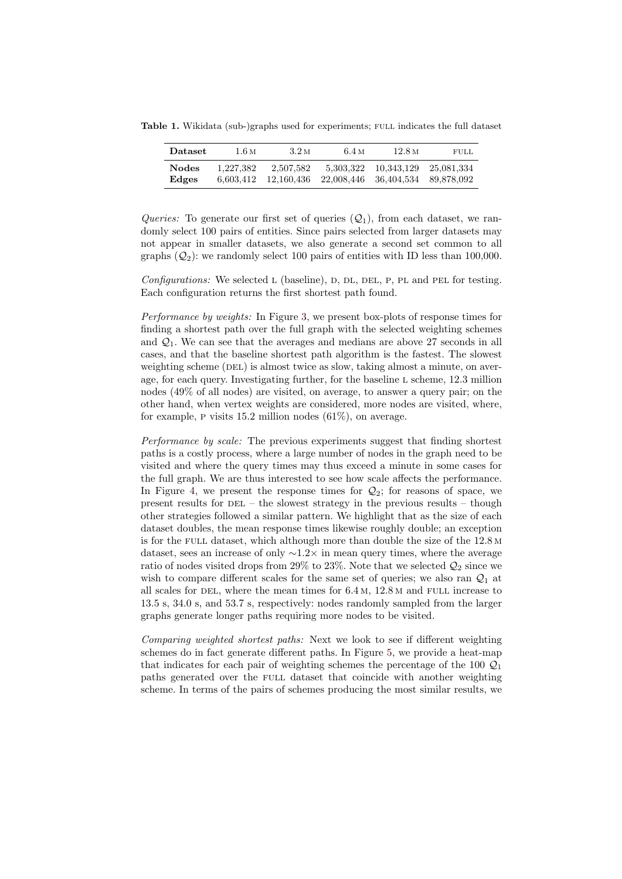**Table 1.** Wikidata (sub-)graphs used for experiments; FULL indicates the full dataset

| Dataset | 1.6 M | 3.2 M | 6.4 M | 12.8 M | FULL |
|---|---|---|---|---|---|
| **Nodes** | 1,227,382 | 2,507,582 | 5,303,322 | 10,343,129 | 25,081,334 |
| **Edges** | 6,603,412 | 12,160,436 | 22,008,446 | 36,404,534 | 89,878,092 |

*Queries:* To generate our first set of queries ($\mathcal{Q}_1$), from each dataset, we randomly select 100 pairs of entities. Since pairs selected from larger datasets may not appear in smaller datasets, we also generate a second set common to all graphs ($\mathcal{Q}_2$): we randomly select 100 pairs of entities with ID less than 100,000.

*Configurations:* We selected L (baseline), D, DL, DEL, P, PL and PEL for testing. Each configuration returns the first shortest path found.

*Performance by weights:* In Figure 3, we present box-plots of response times for finding a shortest path over the full graph with the selected weighting schemes and $\mathcal{Q}_1$. We can see that the averages and medians are above 27 seconds in all cases, and that the baseline shortest path algorithm is the fastest. The slowest weighting scheme (DEL) is almost twice as slow, taking almost a minute, on average, for each query. Investigating further, for the baseline L scheme, 12.3 million nodes (49% of all nodes) are visited, on average, to answer a query pair; on the other hand, when vertex weights are considered, more nodes are visited, where, for example, P visits 15.2 million nodes (61%), on average.

*Performance by scale:* The previous experiments suggest that finding shortest paths is a costly process, where a large number of nodes in the graph need to be visited and where the query times may thus exceed a minute in some cases for the full graph. We are thus interested to see how scale affects the performance. In Figure 4, we present the response times for $\mathcal{Q}_2$; for reasons of space, we present results for DEL – the slowest strategy in the previous results – though other strategies followed a similar pattern. We highlight that as the size of each dataset doubles, the mean response times likewise roughly double; an exception is for the FULL dataset, which although more than double the size of the 12.8 M dataset, sees an increase of only $\sim 1.2\times$ in mean query times, where the average ratio of nodes visited drops from 29% to 23%. Note that we selected $\mathcal{Q}_2$ since we wish to compare different scales for the same set of queries; we also ran $\mathcal{Q}_1$ at all scales for DEL, where the mean times for 6.4 M, 12.8 M and FULL increase to 13.5 s, 34.0 s, and 53.7 s, respectively: nodes randomly sampled from the larger graphs generate longer paths requiring more nodes to be visited.

*Comparing weighted shortest paths:* Next we look to see if different weighting schemes do in fact generate different paths. In Figure 5, we provide a heat-map that indicates for each pair of weighting schemes the percentage of the 100 $\mathcal{Q}_1$ paths generated over the FULL dataset that coincide with another weighting scheme. In terms of the pairs of schemes producing the most similar results, we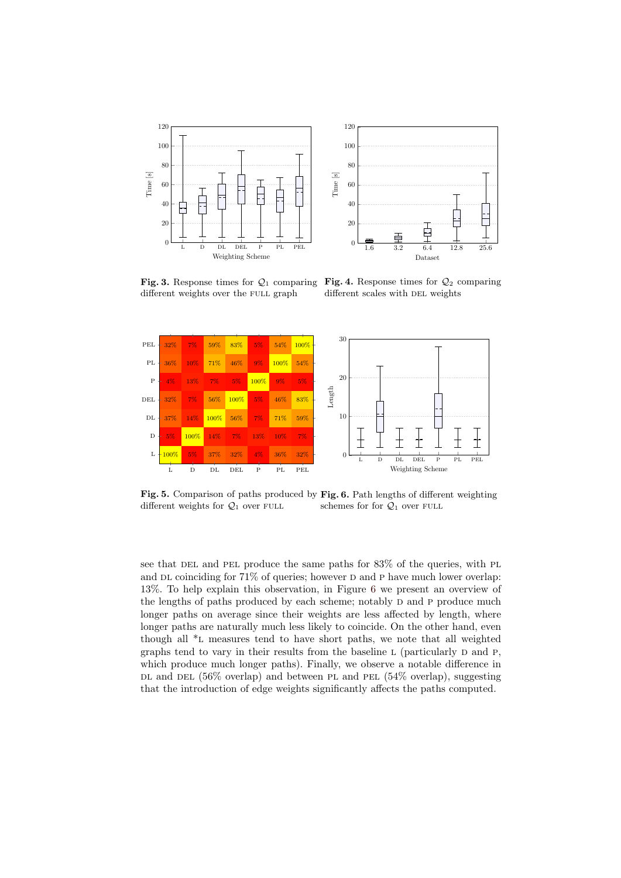**Fig. 3.** Response times for $\mathcal{Q}_1$ comparing different weights over the FULL graph

**Fig. 4.** Response times for $\mathcal{Q}_2$ comparing different scales with DEL weights

| | L | D | DL | DEL | P | PL | PEL |
|---|---|---|---|---|---|---|---|
| PEL | 32% | 7% | 59% | 83% | 5% | 54% | 100% |
| PL | 36% | 10% | 71% | 46% | 9% | 100% | 54% |
| P | 4% | 13% | 7% | 5% | 100% | 9% | 5% |
| DEL | 32% | 7% | 56% | 100% | 5% | 46% | 83% |
| DL | 37% | 14% | 100% | 56% | 7% | 71% | 59% |
| D | 5% | 100% | 14% | 7% | 13% | 10% | 7% |
| L | 100% | 5% | 37% | 32% | 4% | 36% | 32% |

**Fig. 5.** Comparison of paths produced by different weights for $\mathcal{Q}_1$ over FULL

**Fig. 6.** Path lengths of different weighting schemes for for $\mathcal{Q}_1$ over FULL

see that DEL and PEL produce the same paths for 83% of the queries, with PL and DL coinciding for 71% of queries; however D and P have much lower overlap: 13%. To help explain this observation, in Figure 6 we present an overview of the lengths of paths produced by each scheme; notably D and P produce much longer paths on average since their weights are less affected by length, where longer paths are naturally much less likely to coincide. On the other hand, even though all *L measures tend to have short paths, we note that all weighted graphs tend to vary in their results from the baseline L (particularly D and P, which produce much longer paths). Finally, we observe a notable difference in DL and DEL (56% overlap) and between PL and PEL (54% overlap), suggesting that the introduction of edge weights significantly affects the paths computed.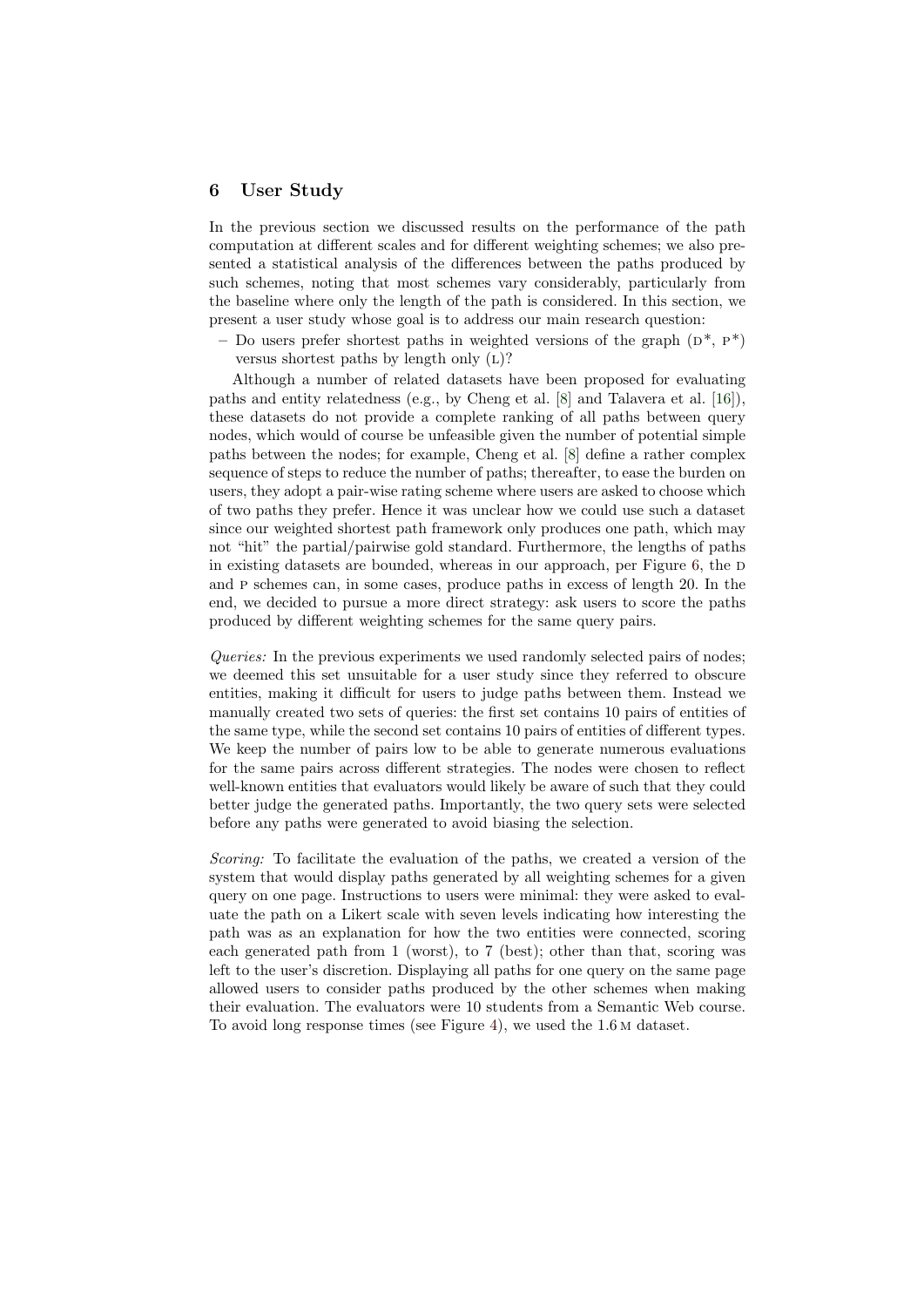## 6 User Study

In the previous section we discussed results on the performance of the path computation at different scales and for different weighting schemes; we also presented a statistical analysis of the differences between the paths produced by such schemes, noting that most schemes vary considerably, particularly from the baseline where only the length of the path is considered. In this section, we present a user study whose goal is to address our main research question:

- Do users prefer shortest paths in weighted versions of the graph (D*, P*) versus shortest paths by length only (L)?

Although a number of related datasets have been proposed for evaluating paths and entity relatedness (e.g., by Cheng et al. [8] and Talavera et al. [16]), these datasets do not provide a complete ranking of all paths between query nodes, which would of course be unfeasible given the number of potential simple paths between the nodes; for example, Cheng et al. [8] define a rather complex sequence of steps to reduce the number of paths; thereafter, to ease the burden on users, they adopt a pair-wise rating scheme where users are asked to choose which of two paths they prefer. Hence it was unclear how we could use such a dataset since our weighted shortest path framework only produces one path, which may not "hit" the partial/pairwise gold standard. Furthermore, the lengths of paths in existing datasets are bounded, whereas in our approach, per Figure 6, the D and P schemes can, in some cases, produce paths in excess of length 20. In the end, we decided to pursue a more direct strategy: ask users to score the paths produced by different weighting schemes for the same query pairs.

*Queries:* In the previous experiments we used randomly selected pairs of nodes; we deemed this set unsuitable for a user study since they referred to obscure entities, making it difficult for users to judge paths between them. Instead we manually created two sets of queries: the first set contains 10 pairs of entities of the same type, while the second set contains 10 pairs of entities of different types. We keep the number of pairs low to be able to generate numerous evaluations for the same pairs across different strategies. The nodes were chosen to reflect well-known entities that evaluators would likely be aware of such that they could better judge the generated paths. Importantly, the two query sets were selected before any paths were generated to avoid biasing the selection.

*Scoring:* To facilitate the evaluation of the paths, we created a version of the system that would display paths generated by all weighting schemes for a given query on one page. Instructions to users were minimal: they were asked to evaluate the path on a Likert scale with seven levels indicating how interesting the path was as an explanation for how the two entities were connected, scoring each generated path from 1 (worst), to 7 (best); other than that, scoring was left to the user's discretion. Displaying all paths for one query on the same page allowed users to consider paths produced by the other schemes when making their evaluation. The evaluators were 10 students from a Semantic Web course. To avoid long response times (see Figure 4), we used the 1.6 M dataset.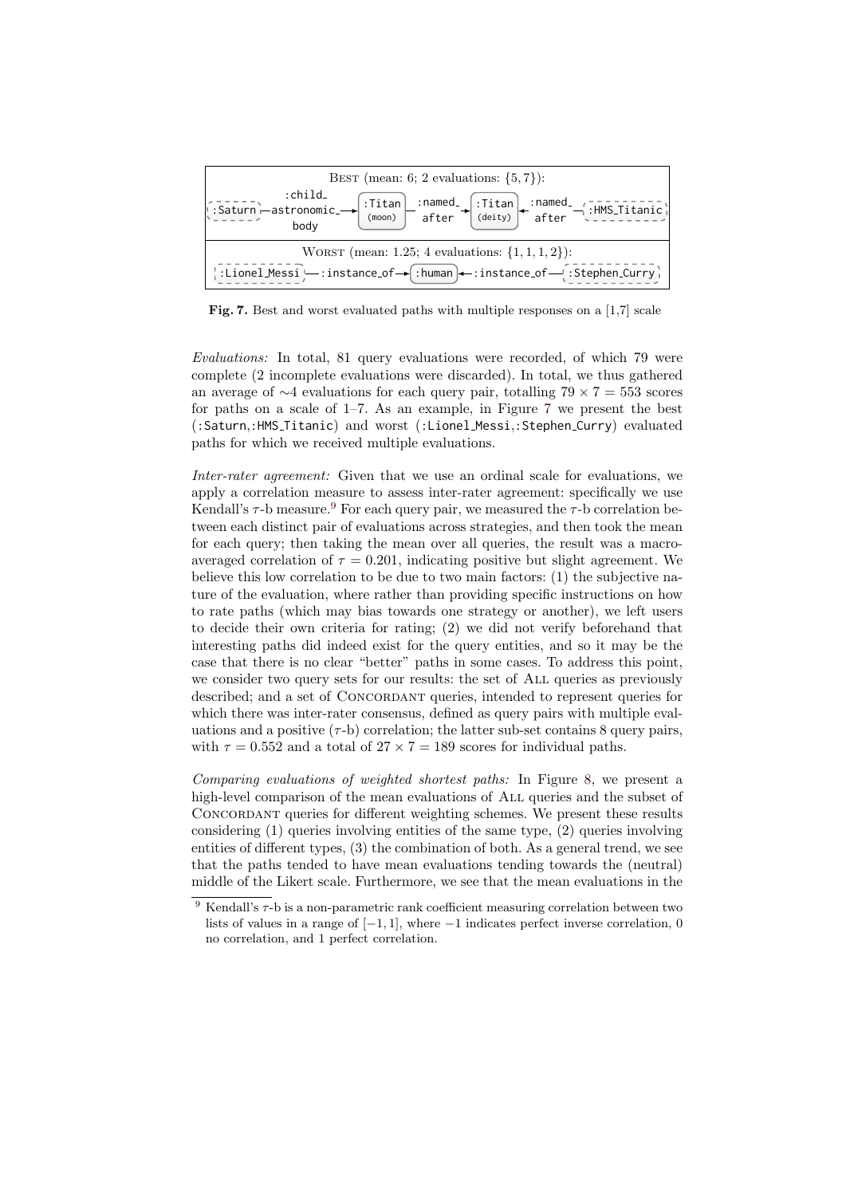| Best (mean: 6; 2 evaluations: $\{5, 7\}$): |
| --- |
| :Saturn —:child_astronomic_body→ :Titan (moon) —:named_after→ :Titan (deity) ←:named_after— :HMS_Titanic |
| Worst (mean: 1.25; 4 evaluations: $\{1, 1, 1, 2\}$): |
| :Lionel_Messi —:instance_of→ :human ←:instance_of— :Stephen_Curry |

**Fig. 7.** Best and worst evaluated paths with multiple responses on a [1,7] scale

*Evaluations:* In total, 81 query evaluations were recorded, of which 79 were complete (2 incomplete evaluations were discarded). In total, we thus gathered an average of $\sim$4 evaluations for each query pair, totalling $79 \times 7 = 553$ scores for paths on a scale of 1–7. As an example, in Figure 7 we present the best (:Saturn,:HMS_Titanic) and worst (:Lionel_Messi,:Stephen_Curry) evaluated paths for which we received multiple evaluations.

*Inter-rater agreement:* Given that we use an ordinal scale for evaluations, we apply a correlation measure to assess inter-rater agreement: specifically we use Kendall's $\tau$-b measure.[9] For each query pair, we measured the $\tau$-b correlation between each distinct pair of evaluations across strategies, and then took the mean for each query; then taking the mean over all queries, the result was a macro-averaged correlation of $\tau = 0.201$, indicating positive but slight agreement. We believe this low correlation to be due to two main factors: (1) the subjective nature of the evaluation, where rather than providing specific instructions on how to rate paths (which may bias towards one strategy or another), we left users to decide their own criteria for rating; (2) we did not verify beforehand that interesting paths did indeed exist for the query entities, and so it may be the case that there is no clear "better" paths in some cases. To address this point, we consider two query sets for our results: the set of All queries as previously described; and a set of Concordant queries, intended to represent queries for which there was inter-rater consensus, defined as query pairs with multiple evaluations and a positive ($\tau$-b) correlation; the latter sub-set contains 8 query pairs, with $\tau = 0.552$ and a total of $27 \times 7 = 189$ scores for individual paths.

*Comparing evaluations of weighted shortest paths:* In Figure 8, we present a high-level comparison of the mean evaluations of All queries and the subset of Concordant queries for different weighting schemes. We present these results considering (1) queries involving entities of the same type, (2) queries involving entities of different types, (3) the combination of both. As a general trend, we see that the paths tended to have mean evaluations tending towards the (neutral) middle of the Likert scale. Furthermore, we see that the mean evaluations in the

[9] Kendall's $\tau$-b is a non-parametric rank coefficient measuring correlation between two lists of values in a range of $[-1, 1]$, where $-1$ indicates perfect inverse correlation, 0 no correlation, and 1 perfect correlation.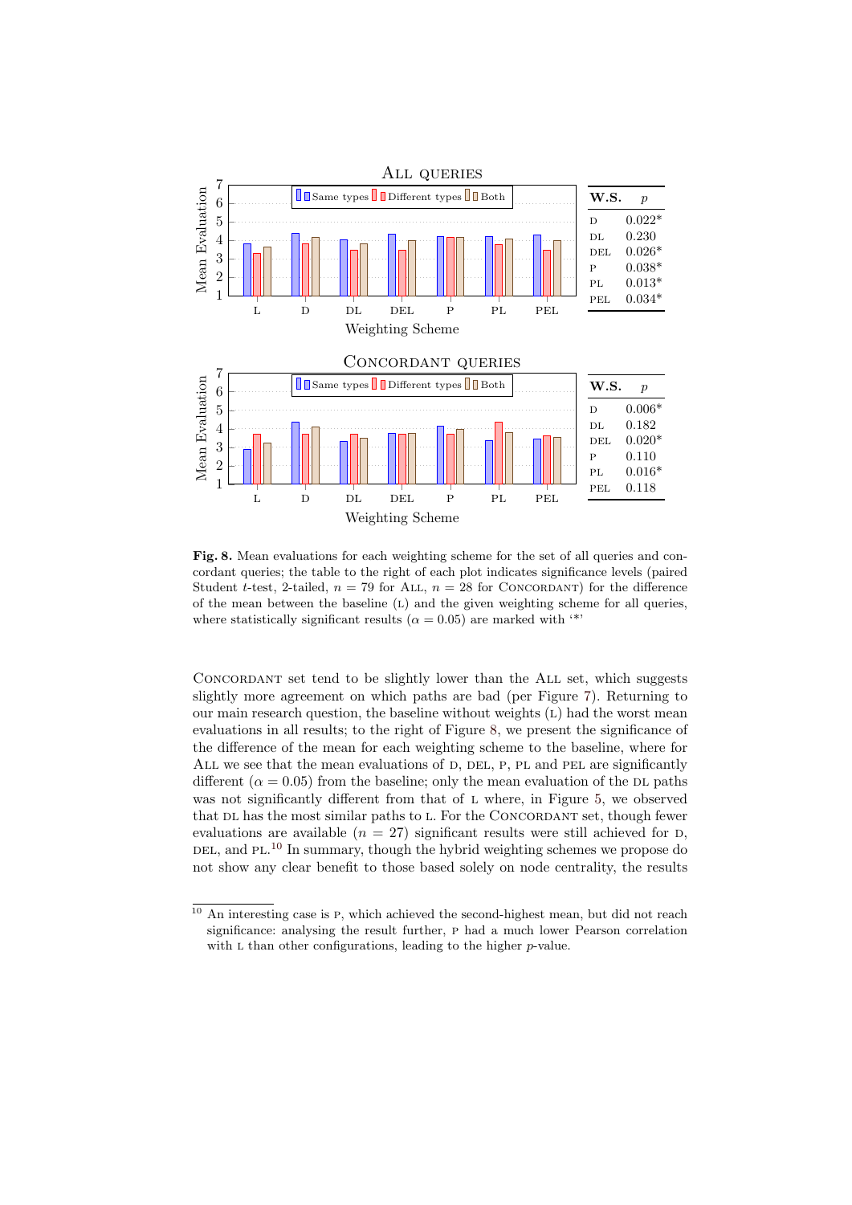| W.S. | $p$ |
|---|---|
| D | 0.022* |
| DL | 0.230 |
| DEL | 0.026* |
| P | 0.038* |
| PL | 0.013* |
| PEL | 0.034* |

| W.S. | $p$ |
|---|---|
| D | 0.006* |
| DL | 0.182 |
| DEL | 0.020* |
| P | 0.110 |
| PL | 0.016* |
| PEL | 0.118 |

**Fig. 8.** Mean evaluations for each weighting scheme for the set of all queries and concordant queries; the table to the right of each plot indicates significance levels (paired Student $t$-test, 2-tailed, $n = 79$ for ALL, $n = 28$ for CONCORDANT) for the difference of the mean between the baseline (L) and the given weighting scheme for all queries, where statistically significant results ($\alpha = 0.05$) are marked with '*'

CONCORDANT set tend to be slightly lower than the ALL set, which suggests slightly more agreement on which paths are bad (per Figure 7). Returning to our main research question, the baseline without weights (L) had the worst mean evaluations in all results; to the right of Figure 8, we present the significance of the difference of the mean for each weighting scheme to the baseline, where for ALL we see that the mean evaluations of D, DEL, P, PL and PEL are significantly different ($\alpha = 0.05$) from the baseline; only the mean evaluation of the DL paths was not significantly different from that of L where, in Figure 5, we observed that DL has the most similar paths to L. For the CONCORDANT set, though fewer evaluations are available ($n = 27$) significant results were still achieved for D, DEL, and PL.[10] In summary, though the hybrid weighting schemes we propose do not show any clear benefit to those based solely on node centrality, the results

[10] An interesting case is P, which achieved the second-highest mean, but did not reach significance: analysing the result further, P had a much lower Pearson correlation with L than other configurations, leading to the higher $p$-value.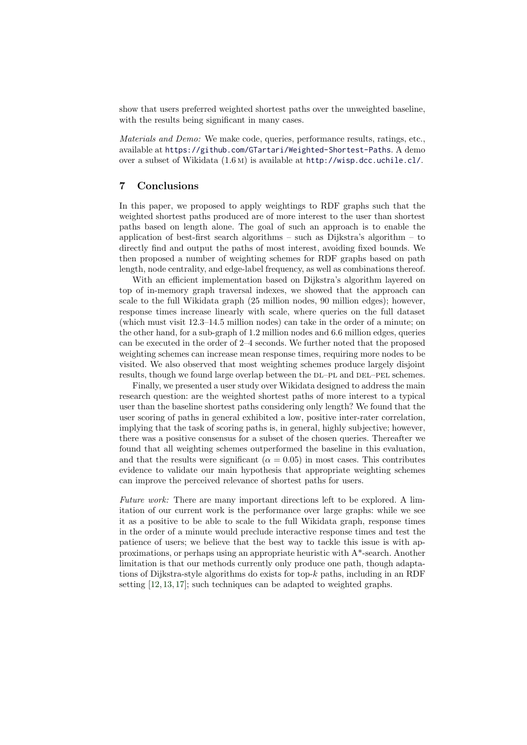show that users preferred weighted shortest paths over the unweighted baseline, with the results being significant in many cases.

*Materials and Demo:* We make code, queries, performance results, ratings, etc., available at https://github.com/GTartari/Weighted-Shortest-Paths. A demo over a subset of Wikidata (1.6 M) is available at http://wisp.dcc.uchile.cl/.

## 7 Conclusions

In this paper, we proposed to apply weightings to RDF graphs such that the weighted shortest paths produced are of more interest to the user than shortest paths based on length alone. The goal of such an approach is to enable the application of best-first search algorithms – such as Dijkstra's algorithm – to directly find and output the paths of most interest, avoiding fixed bounds. We then proposed a number of weighting schemes for RDF graphs based on path length, node centrality, and edge-label frequency, as well as combinations thereof.

With an efficient implementation based on Dijkstra's algorithm layered on top of in-memory graph traversal indexes, we showed that the approach can scale to the full Wikidata graph (25 million nodes, 90 million edges); however, response times increase linearly with scale, where queries on the full dataset (which must visit 12.3–14.5 million nodes) can take in the order of a minute; on the other hand, for a sub-graph of 1.2 million nodes and 6.6 million edges, queries can be executed in the order of 2–4 seconds. We further noted that the proposed weighting schemes can increase mean response times, requiring more nodes to be visited. We also observed that most weighting schemes produce largely disjoint results, though we found large overlap between the DL–PL and DEL–PEL schemes.

Finally, we presented a user study over Wikidata designed to address the main research question: are the weighted shortest paths of more interest to a typical user than the baseline shortest paths considering only length? We found that the user scoring of paths in general exhibited a low, positive inter-rater correlation, implying that the task of scoring paths is, in general, highly subjective; however, there was a positive consensus for a subset of the chosen queries. Thereafter we found that all weighting schemes outperformed the baseline in this evaluation, and that the results were significant ($\alpha = 0.05$) in most cases. This contributes evidence to validate our main hypothesis that appropriate weighting schemes can improve the perceived relevance of shortest paths for users.

*Future work:* There are many important directions left to be explored. A limitation of our current work is the performance over large graphs: while we see it as a positive to be able to scale to the full Wikidata graph, response times in the order of a minute would preclude interactive response times and test the patience of users; we believe that the best way to tackle this issue is with approximations, or perhaps using an appropriate heuristic with A*-search. Another limitation is that our methods currently only produce one path, though adaptations of Dijkstra-style algorithms do exists for top-$k$ paths, including in an RDF setting [12, 13, 17]; such techniques can be adapted to weighted graphs.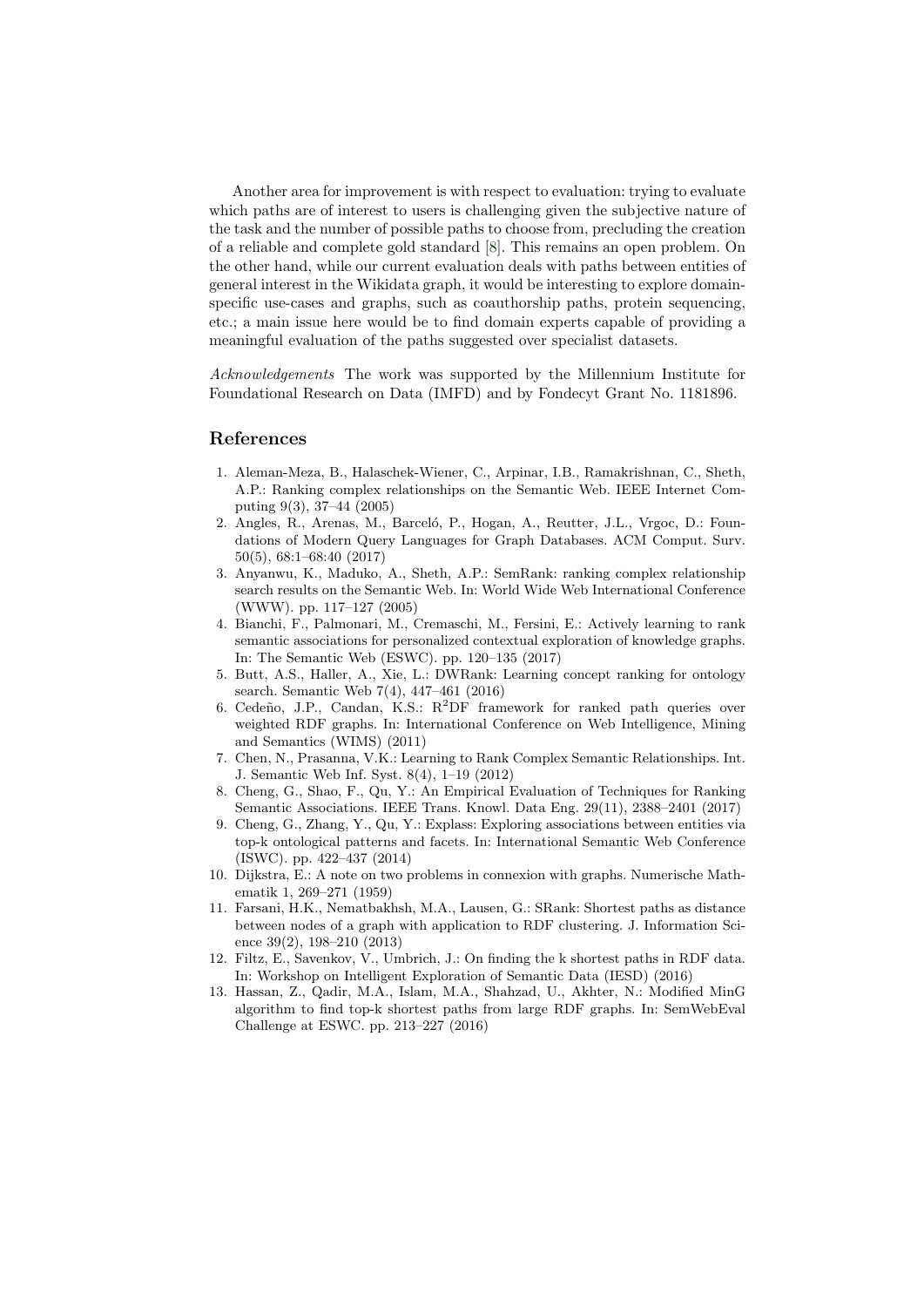Another area for improvement is with respect to evaluation: trying to evaluate which paths are of interest to users is challenging given the subjective nature of the task and the number of possible paths to choose from, precluding the creation of a reliable and complete gold standard [8]. This remains an open problem. On the other hand, while our current evaluation deals with paths between entities of general interest in the Wikidata graph, it would be interesting to explore domain-specific use-cases and graphs, such as coauthorship paths, protein sequencing, etc.; a main issue here would be to find domain experts capable of providing a meaningful evaluation of the paths suggested over specialist datasets.

*Acknowledgements* The work was supported by the Millennium Institute for Foundational Research on Data (IMFD) and by Fondecyt Grant No. 1181896.

## References

1. Aleman-Meza, B., Halaschek-Wiener, C., Arpinar, I.B., Ramakrishnan, C., Sheth, A.P.: Ranking complex relationships on the Semantic Web. IEEE Internet Computing 9(3), 37–44 (2005)
2. Angles, R., Arenas, M., Barceló, P., Hogan, A., Reutter, J.L., Vrgoc, D.: Foundations of Modern Query Languages for Graph Databases. ACM Comput. Surv. 50(5), 68:1–68:40 (2017)
3. Anyanwu, K., Maduko, A., Sheth, A.P.: SemRank: ranking complex relationship search results on the Semantic Web. In: World Wide Web International Conference (WWW). pp. 117–127 (2005)
4. Bianchi, F., Palmonari, M., Cremaschi, M., Fersini, E.: Actively learning to rank semantic associations for personalized contextual exploration of knowledge graphs. In: The Semantic Web (ESWC). pp. 120–135 (2017)
5. Butt, A.S., Haller, A., Xie, L.: DWRank: Learning concept ranking for ontology search. Semantic Web 7(4), 447–461 (2016)
6. Cedeño, J.P., Candan, K.S.: R$^2$DF framework for ranked path queries over weighted RDF graphs. In: International Conference on Web Intelligence, Mining and Semantics (WIMS) (2011)
7. Chen, N., Prasanna, V.K.: Learning to Rank Complex Semantic Relationships. Int. J. Semantic Web Inf. Syst. 8(4), 1–19 (2012)
8. Cheng, G., Shao, F., Qu, Y.: An Empirical Evaluation of Techniques for Ranking Semantic Associations. IEEE Trans. Knowl. Data Eng. 29(11), 2388–2401 (2017)
9. Cheng, G., Zhang, Y., Qu, Y.: Explass: Exploring associations between entities via top-k ontological patterns and facets. In: International Semantic Web Conference (ISWC). pp. 422–437 (2014)
10. Dijkstra, E.: A note on two problems in connexion with graphs. Numerische Mathematik 1, 269–271 (1959)
11. Farsani, H.K., Nematbakhsh, M.A., Lausen, G.: SRank: Shortest paths as distance between nodes of a graph with application to RDF clustering. J. Information Science 39(2), 198–210 (2013)
12. Filtz, E., Savenkov, V., Umbrich, J.: On finding the k shortest paths in RDF data. In: Workshop on Intelligent Exploration of Semantic Data (IESD) (2016)
13. Hassan, Z., Qadir, M.A., Islam, M.A., Shahzad, U., Akhter, N.: Modified MinG algorithm to find top-k shortest paths from large RDF graphs. In: SemWebEval Challenge at ESWC. pp. 213–227 (2016)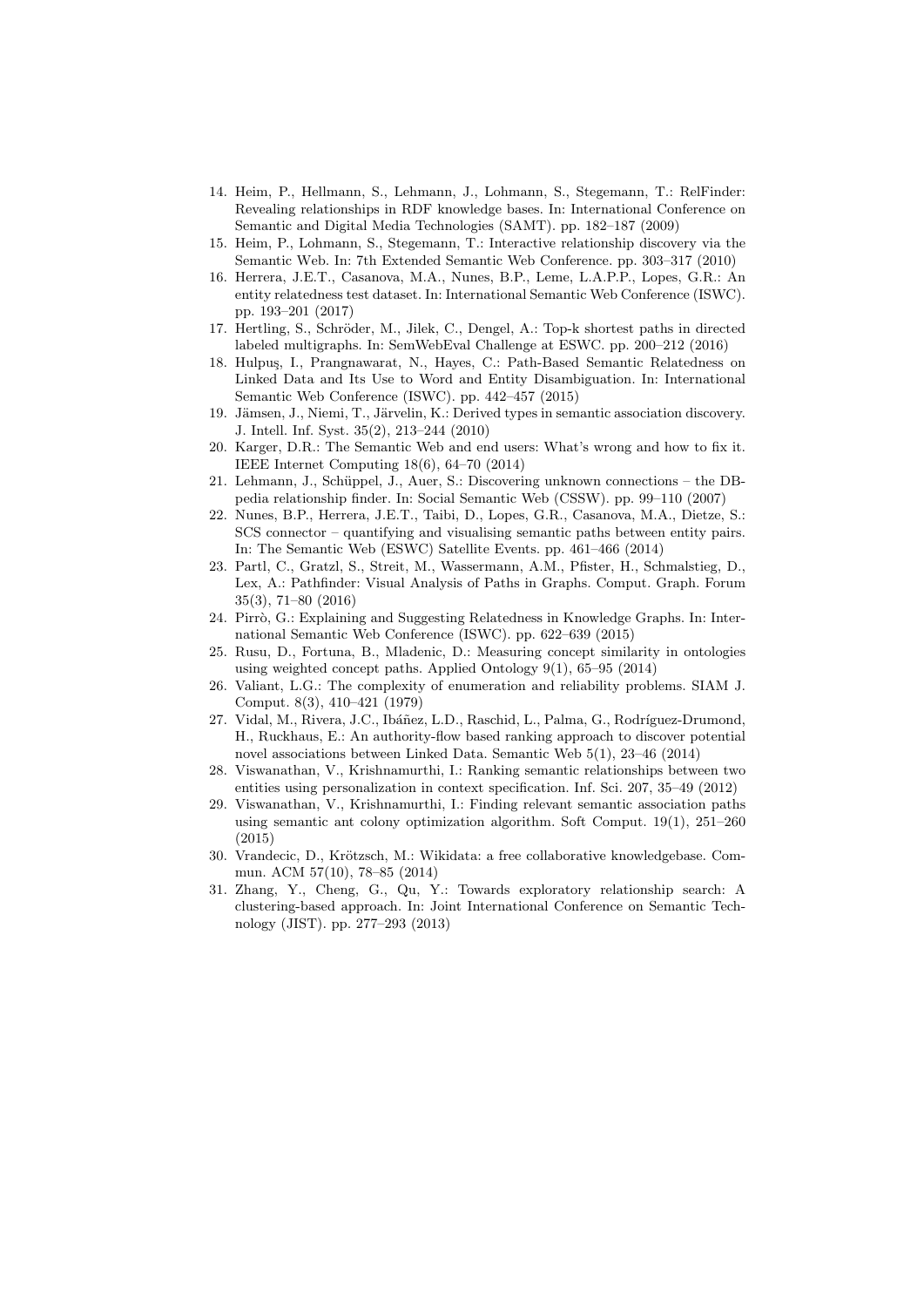14. Heim, P., Hellmann, S., Lehmann, J., Lohmann, S., Stegemann, T.: RelFinder: Revealing relationships in RDF knowledge bases. In: International Conference on Semantic and Digital Media Technologies (SAMT). pp. 182–187 (2009)
15. Heim, P., Lohmann, S., Stegemann, T.: Interactive relationship discovery via the Semantic Web. In: 7th Extended Semantic Web Conference. pp. 303–317 (2010)
16. Herrera, J.E.T., Casanova, M.A., Nunes, B.P., Leme, L.A.P.P., Lopes, G.R.: An entity relatedness test dataset. In: International Semantic Web Conference (ISWC). pp. 193–201 (2017)
17. Hertling, S., Schröder, M., Jilek, C., Dengel, A.: Top-k shortest paths in directed labeled multigraphs. In: SemWebEval Challenge at ESWC. pp. 200–212 (2016)
18. Hulpuş, I., Prangnawarat, N., Hayes, C.: Path-Based Semantic Relatedness on Linked Data and Its Use to Word and Entity Disambiguation. In: International Semantic Web Conference (ISWC). pp. 442–457 (2015)
19. Jämsen, J., Niemi, T., Järvelin, K.: Derived types in semantic association discovery. J. Intell. Inf. Syst. 35(2), 213–244 (2010)
20. Karger, D.R.: The Semantic Web and end users: What's wrong and how to fix it. IEEE Internet Computing 18(6), 64–70 (2014)
21. Lehmann, J., Schüppel, J., Auer, S.: Discovering unknown connections – the DBpedia relationship finder. In: Social Semantic Web (CSSW). pp. 99–110 (2007)
22. Nunes, B.P., Herrera, J.E.T., Taibi, D., Lopes, G.R., Casanova, M.A., Dietze, S.: SCS connector – quantifying and visualising semantic paths between entity pairs. In: The Semantic Web (ESWC) Satellite Events. pp. 461–466 (2014)
23. Partl, C., Gratzl, S., Streit, M., Wassermann, A.M., Pfister, H., Schmalstieg, D., Lex, A.: Pathfinder: Visual Analysis of Paths in Graphs. Comput. Graph. Forum 35(3), 71–80 (2016)
24. Pirrò, G.: Explaining and Suggesting Relatedness in Knowledge Graphs. In: International Semantic Web Conference (ISWC). pp. 622–639 (2015)
25. Rusu, D., Fortuna, B., Mladenic, D.: Measuring concept similarity in ontologies using weighted concept paths. Applied Ontology 9(1), 65–95 (2014)
26. Valiant, L.G.: The complexity of enumeration and reliability problems. SIAM J. Comput. 8(3), 410–421 (1979)
27. Vidal, M., Rivera, J.C., Ibáñez, L.D., Raschid, L., Palma, G., Rodríguez-Drumond, H., Ruckhaus, E.: An authority-flow based ranking approach to discover potential novel associations between Linked Data. Semantic Web 5(1), 23–46 (2014)
28. Viswanathan, V., Krishnamurthi, I.: Ranking semantic relationships between two entities using personalization in context specification. Inf. Sci. 207, 35–49 (2012)
29. Viswanathan, V., Krishnamurthi, I.: Finding relevant semantic association paths using semantic ant colony optimization algorithm. Soft Comput. 19(1), 251–260 (2015)
30. Vrandecic, D., Krötzsch, M.: Wikidata: a free collaborative knowledgebase. Commun. ACM 57(10), 78–85 (2014)
31. Zhang, Y., Cheng, G., Qu, Y.: Towards exploratory relationship search: A clustering-based approach. In: Joint International Conference on Semantic Technology (JIST). pp. 277–293 (2013)